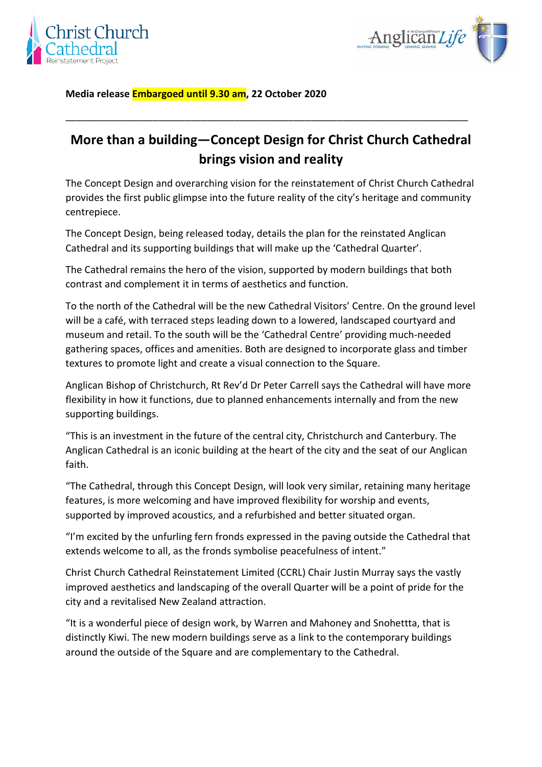**Media release Embargoed until 9.30 am, 22 October 2020**

---

# More than a building—Concept Design for Christ Church Cathedral brings vision and reality

The Concept Design and overarching vision for the reinstatement of Christ Church Cathedral provides the first public glimpse into the future reality of the city's heritage and community centrepiece.

The Concept Design, being released today, details the plan for the reinstated Anglican Cathedral and its supporting buildings that will make up the 'Cathedral Quarter'.

The Cathedral remains the hero of the vision, supported by modern buildings that both contrast and complement it in terms of aesthetics and function.

To the north of the Cathedral will be the new Cathedral Visitors' Centre. On the ground level will be a café, with terraced steps leading down to a lowered, landscaped courtyard and museum and retail. To the south will be the 'Cathedral Centre' providing much-needed gathering spaces, offices and amenities. Both are designed to incorporate glass and timber textures to promote light and create a visual connection to the Square.

Anglican Bishop of Christchurch, Rt Rev'd Dr Peter Carrell says the Cathedral will have more flexibility in how it functions, due to planned enhancements internally and from the new supporting buildings.

"This is an investment in the future of the central city, Christchurch and Canterbury. The Anglican Cathedral is an iconic building at the heart of the city and the seat of our Anglican faith.

"The Cathedral, through this Concept Design, will look very similar, retaining many heritage features, is more welcoming and have improved flexibility for worship and events, supported by improved acoustics, and a refurbished and better situated organ.

"I'm excited by the unfurling fern fronds expressed in the paving outside the Cathedral that extends welcome to all, as the fronds symbolise peacefulness of intent."

Christ Church Cathedral Reinstatement Limited (CCRL) Chair Justin Murray says the vastly improved aesthetics and landscaping of the overall Quarter will be a point of pride for the city and a revitalised New Zealand attraction.

"It is a wonderful piece of design work, by Warren and Mahoney and Snohettta, that is distinctly Kiwi. The new modern buildings serve as a link to the contemporary buildings around the outside of the Square and are complementary to the Cathedral.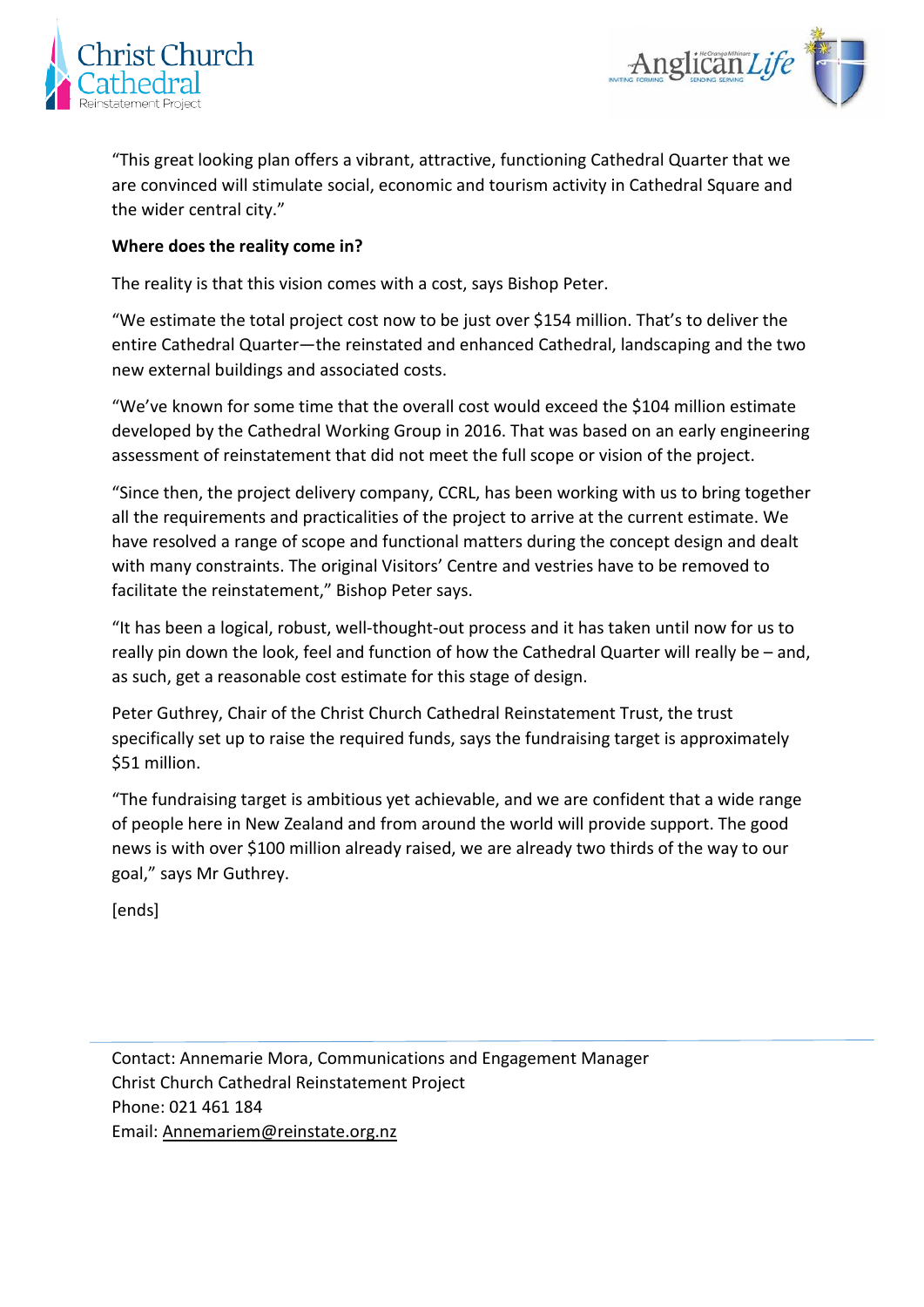"This great looking plan offers a vibrant, attractive, functioning Cathedral Quarter that we are convinced will stimulate social, economic and tourism activity in Cathedral Square and the wider central city."

**Where does the reality come in?**

The reality is that this vision comes with a cost, says Bishop Peter.

"We estimate the total project cost now to be just over $154 million. That's to deliver the entire Cathedral Quarter—the reinstated and enhanced Cathedral, landscaping and the two new external buildings and associated costs.

"We've known for some time that the overall cost would exceed the $104 million estimate developed by the Cathedral Working Group in 2016. That was based on an early engineering assessment of reinstatement that did not meet the full scope or vision of the project.

"Since then, the project delivery company, CCRL, has been working with us to bring together all the requirements and practicalities of the project to arrive at the current estimate. We have resolved a range of scope and functional matters during the concept design and dealt with many constraints. The original Visitors' Centre and vestries have to be removed to facilitate the reinstatement," Bishop Peter says.

"It has been a logical, robust, well-thought-out process and it has taken until now for us to really pin down the look, feel and function of how the Cathedral Quarter will really be – and, as such, get a reasonable cost estimate for this stage of design.

Peter Guthrey, Chair of the Christ Church Cathedral Reinstatement Trust, the trust specifically set up to raise the required funds, says the fundraising target is approximately $51 million.

"The fundraising target is ambitious yet achievable, and we are confident that a wide range of people here in New Zealand and from around the world will provide support. The good news is with over $100 million already raised, we are already two thirds of the way to our goal," says Mr Guthrey.

[ends]

---

Contact: Annemarie Mora, Communications and Engagement Manager
Christ Church Cathedral Reinstatement Project
Phone: 021 461 184
Email: Annemariem@reinstate.org.nz